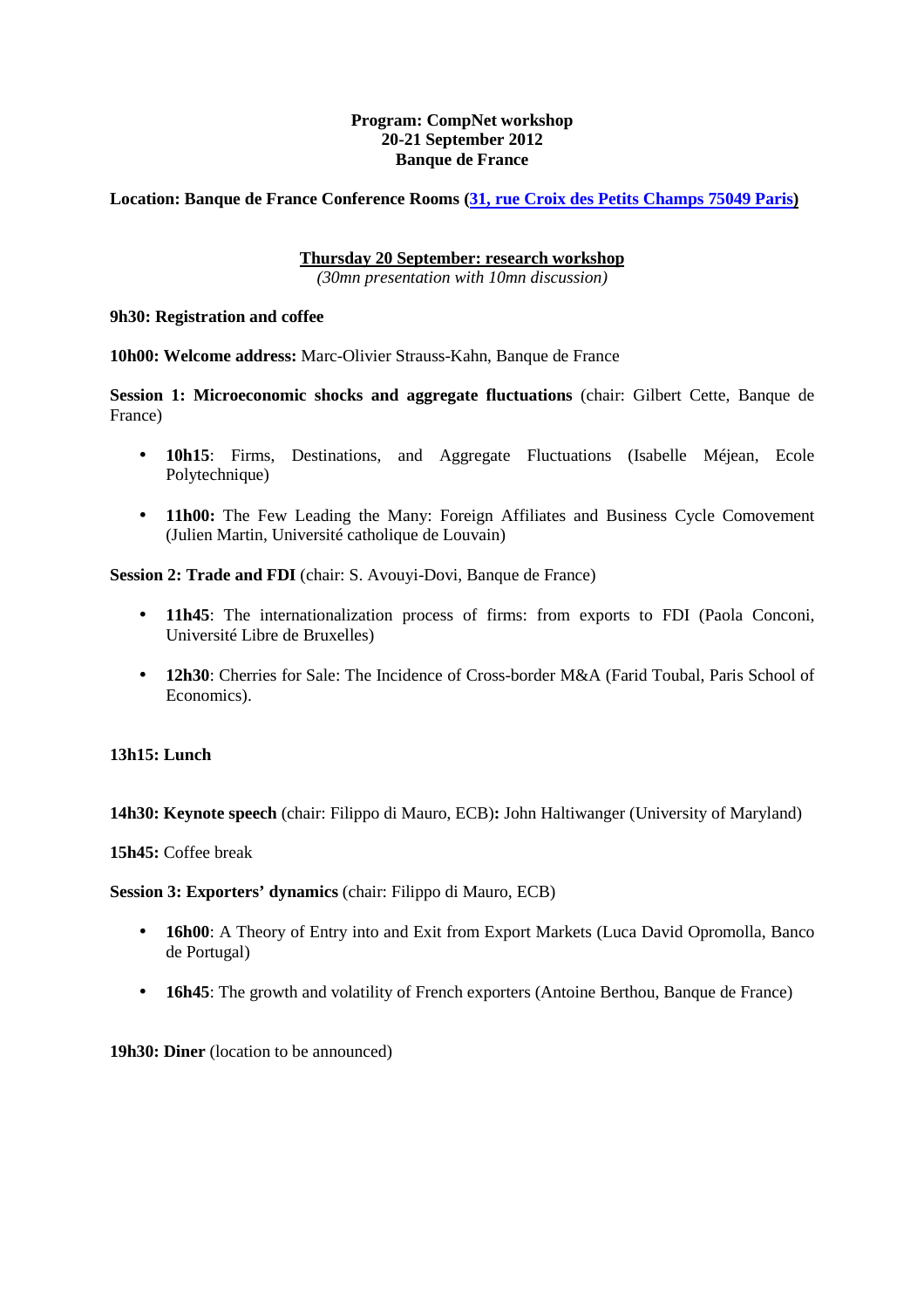**Program: CompNet workshop**
**20-21 September 2012**
**Banque de France**

**Location: Banque de France Conference Rooms (31, rue Croix des Petits Champs 75049 Paris)**

**Thursday 20 September: research workshop**
*(30mn presentation with 10mn discussion)*

**9h30: Registration and coffee**

**10h00: Welcome address:** Marc-Olivier Strauss-Kahn, Banque de France

**Session 1: Microeconomic shocks and aggregate fluctuations** (chair: Gilbert Cette, Banque de France)

- **10h15**: Firms, Destinations, and Aggregate Fluctuations (Isabelle Méjean, Ecole Polytechnique)
- **11h00:** The Few Leading the Many: Foreign Affiliates and Business Cycle Comovement (Julien Martin, Université catholique de Louvain)

**Session 2: Trade and FDI** (chair: S. Avouyi-Dovi, Banque de France)

- **11h45**: The internationalization process of firms: from exports to FDI (Paola Conconi, Université Libre de Bruxelles)
- **12h30**: Cherries for Sale: The Incidence of Cross-border M&A (Farid Toubal, Paris School of Economics).

**13h15: Lunch**

**14h30: Keynote speech** (chair: Filippo di Mauro, ECB)**:** John Haltiwanger (University of Maryland)

**15h45:** Coffee break

**Session 3: Exporters' dynamics** (chair: Filippo di Mauro, ECB)

- **16h00**: A Theory of Entry into and Exit from Export Markets (Luca David Opromolla, Banco de Portugal)
- **16h45**: The growth and volatility of French exporters (Antoine Berthou, Banque de France)

**19h30: Diner** (location to be announced)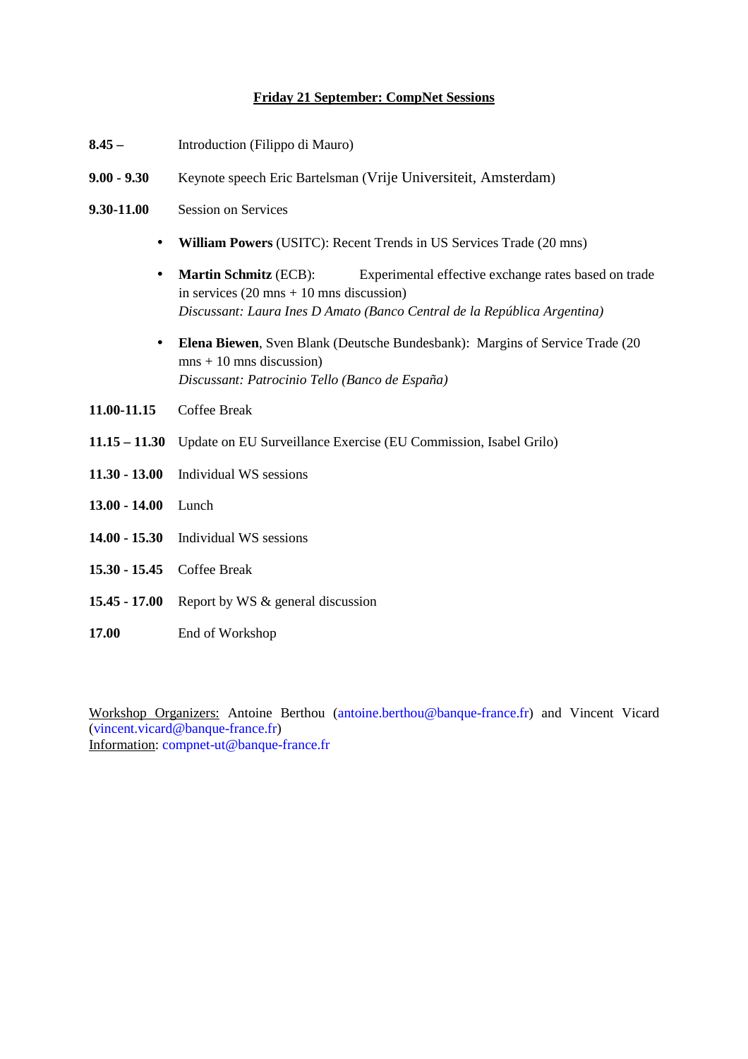**<u>Friday 21 September: CompNet Sessions</u>**

**8.45 –** Introduction (Filippo di Mauro)

**9.00 - 9.30** Keynote speech Eric Bartelsman (Vrije Universiteit, Amsterdam)

**9.30-11.00** Session on Services

- **William Powers** (USITC): Recent Trends in US Services Trade (20 mns)
- **Martin Schmitz** (ECB): Experimental effective exchange rates based on trade in services (20 mns + 10 mns discussion)
  *Discussant: Laura Ines D Amato (Banco Central de la República Argentina)*
- **Elena Biewen**, Sven Blank (Deutsche Bundesbank): Margins of Service Trade (20 mns + 10 mns discussion)
  *Discussant: Patrocinio Tello (Banco de España)*

**11.00-11.15** Coffee Break

**11.15 – 11.30** Update on EU Surveillance Exercise (EU Commission, Isabel Grilo)

**11.30 - 13.00** Individual WS sessions

**13.00 - 14.00** Lunch

**14.00 - 15.30** Individual WS sessions

**15.30 - 15.45** Coffee Break

**15.45 - 17.00** Report by WS & general discussion

**17.00** End of Workshop

<u>Workshop Organizers:</u> Antoine Berthou (antoine.berthou@banque-france.fr) and Vincent Vicard (vincent.vicard@banque-france.fr)
<u>Information</u>: compnet-ut@banque-france.fr